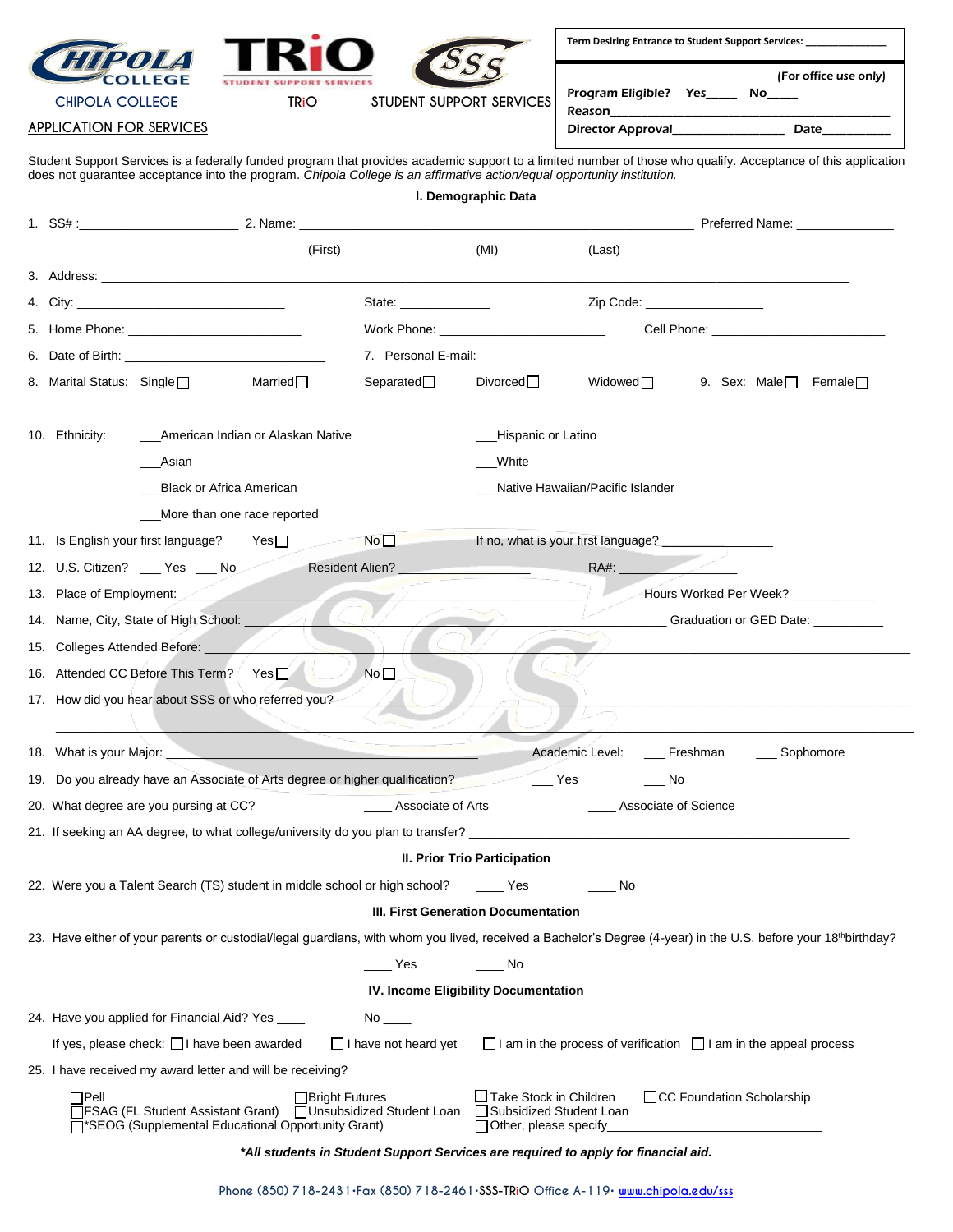CHIPOLA COLLEGE　　TRiO　　STUDENT SUPPORT SERVICES

APPLICATION FOR SERVICES

Term Desiring Entrance to Student Support Services: _______________

(For office use only)

Program Eligible? Yes____ No____

Reason_______________________________________

Director Approval________________ Date__________

Student Support Services is a federally funded program that provides academic support to a limited number of those who qualify. Acceptance of this application does not guarantee acceptance into the program. *Chipola College is an affirmative action/equal opportunity institution.*

**I. Demographic Data**

1. SS# :_____________________ 2. Name: ____________________________________________________ Preferred Name: _____________

(First)　　(MI)　　(Last)

3. Address: ____________________________________________________________________________________________________

4. City: ______________________________ State: _____________ Zip Code: ________________

5. Home Phone: ________________________ Work Phone: _______________________ Cell Phone: ________________________

6. Date of Birth: ____________________________ 7. Personal E-mail: ________________________________________________

8. Marital Status: Single ☐ Married ☐ Separated ☐ Divorced ☐ Widowed ☐ 9. Sex: Male ☐ Female ☐

10. Ethnicity:
- ___American Indian or Alaskan Native
- ___Asian
- ___Black or Africa American
- ___More than one race reported
- ___Hispanic or Latino
- ___White
- ___Native Hawaiian/Pacific Islander

11. Is English your first language? Yes ☐ No ☐ If no, what is your first language? _______________

12. U.S. Citizen? ___ Yes ___ No Resident Alien? __________________ RA#: ________________

13. Place of Employment: ___________________________________________________ Hours Worked Per Week? ____________

14. Name, City, State of High School: __________________________________________________ Graduation or GED Date: __________

15. Colleges Attended Before: ____________________________________________________________________________________

16. Attended CC Before This Term? Yes ☐ No ☐

17. How did you hear about SSS or who referred you? _______________________________________________________________

_____________________________________________________________________________________________________________

18. What is your Major: _________________________________________ Academic Level: ___ Freshman ___ Sophomore

19. Do you already have an Associate of Arts degree or higher qualification? ___ Yes ___ No

20. What degree are you pursing at CC? ____ Associate of Arts ____ Associate of Science

21. If seeking an AA degree, to what college/university do you plan to transfer? ______________________________________________

**II. Prior Trio Participation**

22. Were you a Talent Search (TS) student in middle school or high school? ____ Yes ____ No

**III. First Generation Documentation**

23. Have either of your parents or custodial/legal guardians, with whom you lived, received a Bachelor's Degree (4-year) in the U.S. before your 18th birthday?

____ Yes ____ No

**IV. Income Eligibility Documentation**

24. Have you applied for Financial Aid? Yes ____ No ____

If yes, please check: ☐ I have been awarded ☐ I have not heard yet ☐ I am in the process of verification ☐ I am in the appeal process

25. I have received my award letter and will be receiving?

☐ Pell　☐ Bright Futures　☐ Take Stock in Children　☐ CC Foundation Scholarship
☐ FSAG (FL Student Assistant Grant)　☐ Unsubsidized Student Loan　☐ Subsidized Student Loan
☐ *SEOG (Supplemental Educational Opportunity Grant)　☐ Other, please specify_______________________________

***All students in Student Support Services are required to apply for financial aid.***

Phone (850) 718-2431 • Fax (850) 718-2461 • SSS-TRiO Office A-119 • www.chipola.edu/sss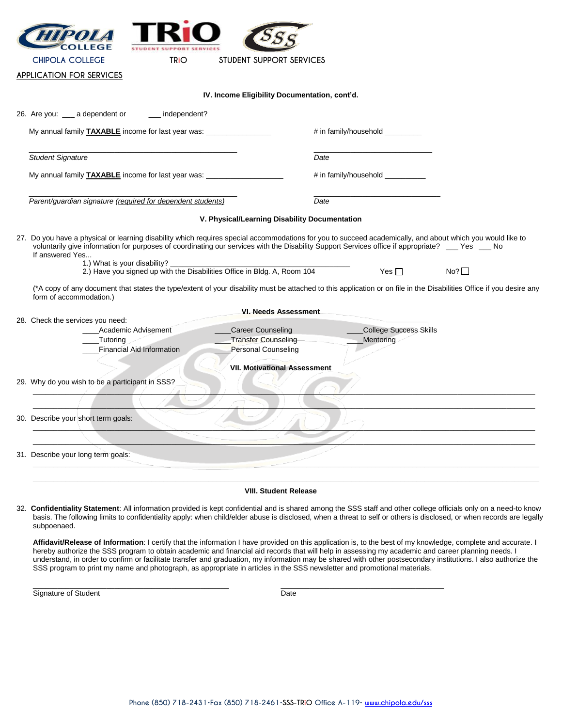CHIPOLA COLLEGE TRiO STUDENT SUPPORT SERVICES

APPLICATION FOR SERVICES

### IV. Income Eligibility Documentation, cont'd.

26. Are you: ___ a dependent or ___ independent?

My annual family **TAXABLE** income for last year was: _______________ # in family/household _________

_______________________________________ _______________________

*Student Signature* *Date*

My annual family **TAXABLE** income for last year was: _______________ # in family/household _________

_______________________________________ _______________________

*Parent/guardian signature (required for dependent students)* *Date*

### V. Physical/Learning Disability Documentation

27. Do you have a physical or learning disability which requires special accommodations for you to succeed academically, and about which you would like to voluntarily give information for purposes of coordinating our services with the Disability Support Services office if appropriate? ___ Yes ___ No

If answered Yes...

1.) What is your disability? _______________________________________

2.) Have you signed up with the Disabilities Office in Bldg. A, Room 104 Yes ☐ No? ☐

(*A copy of any document that states the type/extent of your disability must be attached to this application or on file in the Disabilities Office if you desire any form of accommodation.)

### VI. Needs Assessment

28. Check the services you need:

____Academic Advisement ____Career Counseling ____College Success Skills
____Tutoring ____Transfer Counseling ____Mentoring
____Financial Aid Information ____Personal Counseling

### VII. Motivational Assessment

29. Why do you wish to be a participant in SSS?

_______________________________________________________________________________

_______________________________________________________________________________

30. Describe your short term goals:

_______________________________________________________________________________

_______________________________________________________________________________

31. Describe your long term goals:

_______________________________________________________________________________

_______________________________________________________________________________

### VIII. Student Release

32. **Confidentiality Statement**: All information provided is kept confidential and is shared among the SSS staff and other college officials only on a need-to know basis. The following limits to confidentiality apply: when child/elder abuse is disclosed, when a threat to self or others is disclosed, or when records are legally subpoenaed.

**Affidavit/Release of Information**: I certify that the information I have provided on this application is, to the best of my knowledge, complete and accurate. I hereby authorize the SSS program to obtain academic and financial aid records that will help in assessing my academic and career planning needs. I understand, in order to confirm or facilitate transfer and graduation, my information may be shared with other postsecondary institutions. I also authorize the SSS program to print my name and photograph, as appropriate in articles in the SSS newsletter and promotional materials.

_______________________________________ _______________________

Signature of Student Date

Phone (850) 718-2431 · Fax (850) 718-2461 · SSS-TRiO Office A-119 · www.chipola.edu/sss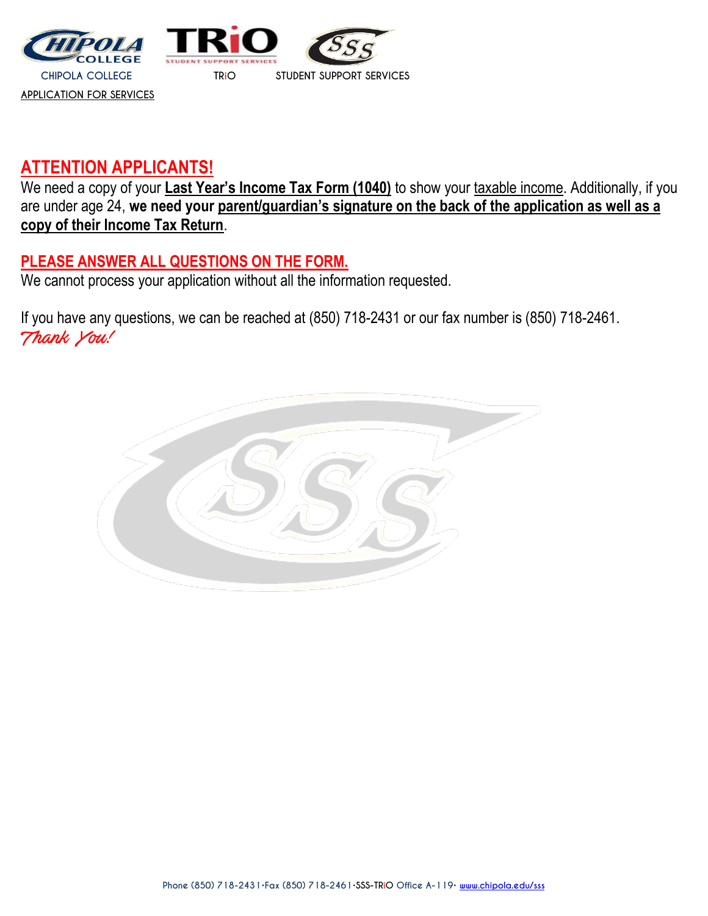CHIPOLA COLLEGE TRiO STUDENT SUPPORT SERVICES

APPLICATION FOR SERVICES

## ATTENTION APPLICANTS!

We need a copy of your **Last Year's Income Tax Form (1040)** to show your taxable income. Additionally, if you are under age 24, **we need your parent/guardian's signature on the back of the application as well as a copy of their Income Tax Return**.

## PLEASE ANSWER ALL QUESTIONS ON THE FORM.

We cannot process your application without all the information requested.

If you have any questions, we can be reached at (850) 718-2431 or our fax number is (850) 718-2461.

*Thank You!*

Phone (850) 718-2431·Fax (850) 718-2461·SSS-TRiO Office A-119· www.chipola.edu/sss